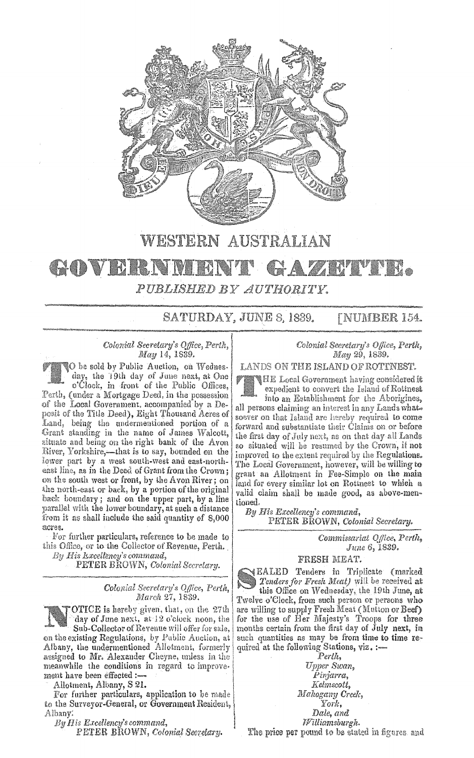# WESTERN AUSTRALIAN GOVERNMENT GAZETTE.

*PUBLISHED BY AUTHORITY.*

SATURDAY, JUNE 8, 1839. [NUMBER 154.

*Colonial Secretary's Office, Perth, May 14, 1839.*

TO be sold by Public Auction, on Wednesday, the 19th day of June next, at One o'Clock, in front of the Public Offices, Perth, (under a Mortgage Deed, in the possession of the Local Government, accompanied by a Deposit of the Title Deed), Eight Thousand Acres of Land, being the undermentioned portion of a Grant standing in the name of James Walcott, situate and being on the right bank of the Avon River, Yorkshire,—that is to say, bounded on the lower part by a west south-west and east-north-east line, as in the Deed of Grant from the Crown; on the south west or front, by the Avon River; on the north-east or back, by a portion of the original back boundary; and on the upper part, by a line parallel with the lower boundary, at such a distance from it as shall include the said quantity of 8,000 acres.

For further particulars, reference to be made to this Office, or to the Collector of Revenue, Perth.

*By His Excellency's command,*
PETER BROWN, *Colonial Secretary.*

---

*Colonial Secretary's Office, Perth, March 27, 1839.*

NOTICE is hereby given, that, on the 27th day of June next, at 12 o'clock noon, the Sub-Collector of Revenue will offer for sale, on the existing Regulations, by Public Auction, at Albany, the undermentioned Allotment, formerly assigned to Mr. Alexander Cheyne, unless in the meanwhile the conditions in regard to improvement have been effected :—

Allotment, Albany, S 21.

For further particulars, application to be made to the Surveyor-General, or Government Resident, Albany.

*By His Excellency's command,*
PETER BROWN, *Colonial Secretary.*

---

*Colonial Secretary's Office, Perth, May 29, 1839.*

LANDS ON THE ISLAND OF ROTTNEST.

THE Local Government having considered it expedient to convert the Island of Rottnest into an Establishment for the Aborigines, all persons claiming an interest in any Lands whatsoever on that Island are hereby required to come forward and substantiate their Claims on or before the first day of July next, as on that day all Lands so situated will be resumed by the Crown, if not improved to the extent required by the Regulations. The Local Government, however, will be willing to grant an Allotment in Fee-Simple on the main land for every similar lot on Rottnest to which a valid claim shall be made good, as above-mentioned.

*By His Excellency's command,*
PETER BROWN, *Colonial Secretary.*

---

*Commissariat Office, Perth, June 6, 1839.*

FRESH MEAT.

SEALED Tenders in Triplicate (marked *Tenders for Fresh Meat*) will be received at this Office on Wednesday, the 19th June, at Twelve o'Clock, from such person or persons who are willing to supply Fresh Meat (Mutton or Beef) for the use of Her Majesty's Troops for three months certain from the first day of July next, in such quantities as may be from time to time required at the following Stations, viz. :—

*Perth,*
*Upper Swan,*
*Pinjarra,*
*Kelmscott,*
*Mahogany Creek,*
*York,*
*Dale, and*
*Williamsburgh.*

The price per pound to be stated in figures and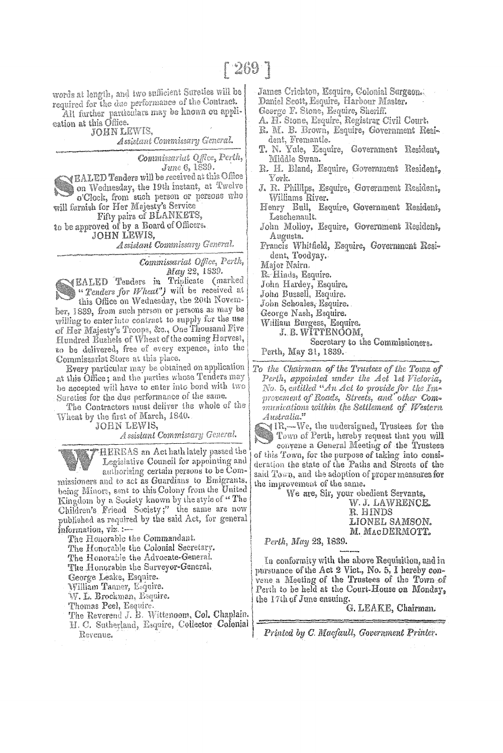words at length, and two sufficient Sureties will be required for the due performance of the Contract.

All further particulars may be known on application at this Office.

JOHN LEWIS,
*Assistant Commissary General.*

---

*Commissariat Office, Perth,*
*June 6, 1839.*

SEALED Tenders will be received at this Office on Wednesday, the 19th instant, at Twelve o'Clock, from such person or persons who will furnish for Her Majesty's Service

Fifty pairs of BLANKETS,

to be approved of by a Board of Officers.

JOHN LEWIS,
*Assistant Commissary General.*

---

*Commissariat Office, Perth,*
*May 22, 1839.*

SEALED Tenders in Triplicate (marked "*Tenders for Wheat*") will be received at this Office on Wednesday, the 20th November, 1839, from such person or persons as may be willing to enter into contract to supply for the use of Her Majesty's Troops, &c., One Thousand Five Hundred Bushels of Wheat of the coming Harvest, to be delivered, free of every expence, into the Commissariat Store at this place.

Every particular may be obtained on application at this Office; and the parties whose Tenders may be accepted will have to enter into bond with two Sureties for the due performance of the same.

The Contractors must deliver the whole of the Wheat by the first of March, 1840.

JOHN LEWIS,
*Assistant Commissary General.*

---

WHEREAS an Act hath lately passed the Legislative Council for appointing and authorising certain persons to be Commissioners and to act as Guardians to Emigrants, being Minors, sent to this Colony from the United Kingdom by a Society known by the style of "The Children's Friend Society;" the same are now published as required by the said Act, for general information, viz.:—

The Honorable the Commandant.
The Honorable the Colonial Secretary.
The Honorable the Advocate-General.
The Honorable the Surveyor-General.
George Leake, Esquire.
William Tanner, Esquire.
W. L. Brockman, Esquire.
Thomas Peel, Esquire.
The Reverend J. B. Wittenoom, Col. Chaplain.
H. C. Sutherland, Esquire, Collector Colonial Revenue.
James Crichton, Esquire, Colonial Surgeon.
Daniel Scott, Esquire, Harbour Master.
George F. Stone, Esquire, Sheriff.
A. H. Stone, Esquire, Registrar Civil Court.
R. M. B. Brown, Esquire, Government Resident, Fremantle.
T. N. Yule, Esquire, Government Resident, Middle Swan.
R. H. Bland, Esquire, Government Resident, York.
J. R. Phillips, Esquire, Government Resident, Williams River.
Henry Bull, Esquire, Government Resident, Leschenault.
John Molloy, Esquire, Government Resident, Augusta.
Francis Whitfield, Esquire, Government Resident, Toodyay.
Major Nairn.
R. Hinds, Esquire.
John Hardey, Esquire.
John Bussell, Esquire.
John Schoales, Esquire.
George Nash, Esquire.
William Burgess, Esquire.

J. B. WITTENOOM,
Secretary to the Commissioners.

Perth, May 31, 1839.

---

*To the Chairman of the Trustees of the Town of Perth, appointed under the Act 1st Victoria, No. 5, entitled "An Act to provide for the Improvement of Roads, Streets, and other Communications within the Settlement of Western Australia."*

SIR,—We, the undersigned, Trustees for the Town of Perth, hereby request that you will convene a General Meeting of the Trustees of this Town, for the purpose of taking into consideration the state of the Paths and Streets of the said Town, and the adoption of proper measures for the improvement of the same.

We are, Sir, your obedient Servants,

W. J. LAWRENCE.
R. HINDS
LIONEL SAMSON.
M. MACDERMOTT.

*Perth, May 23, 1839.*

In conformity with the above Requisition, and in pursuance of the Act 2 Vict., No. 5, I hereby convene a Meeting of the Trustees of the Town of Perth to be held at the Court-House on Monday, the 17th of June ensuing.

G. LEAKE, Chairman.

---

*Printed by C. Macfaull, Government Printer.*